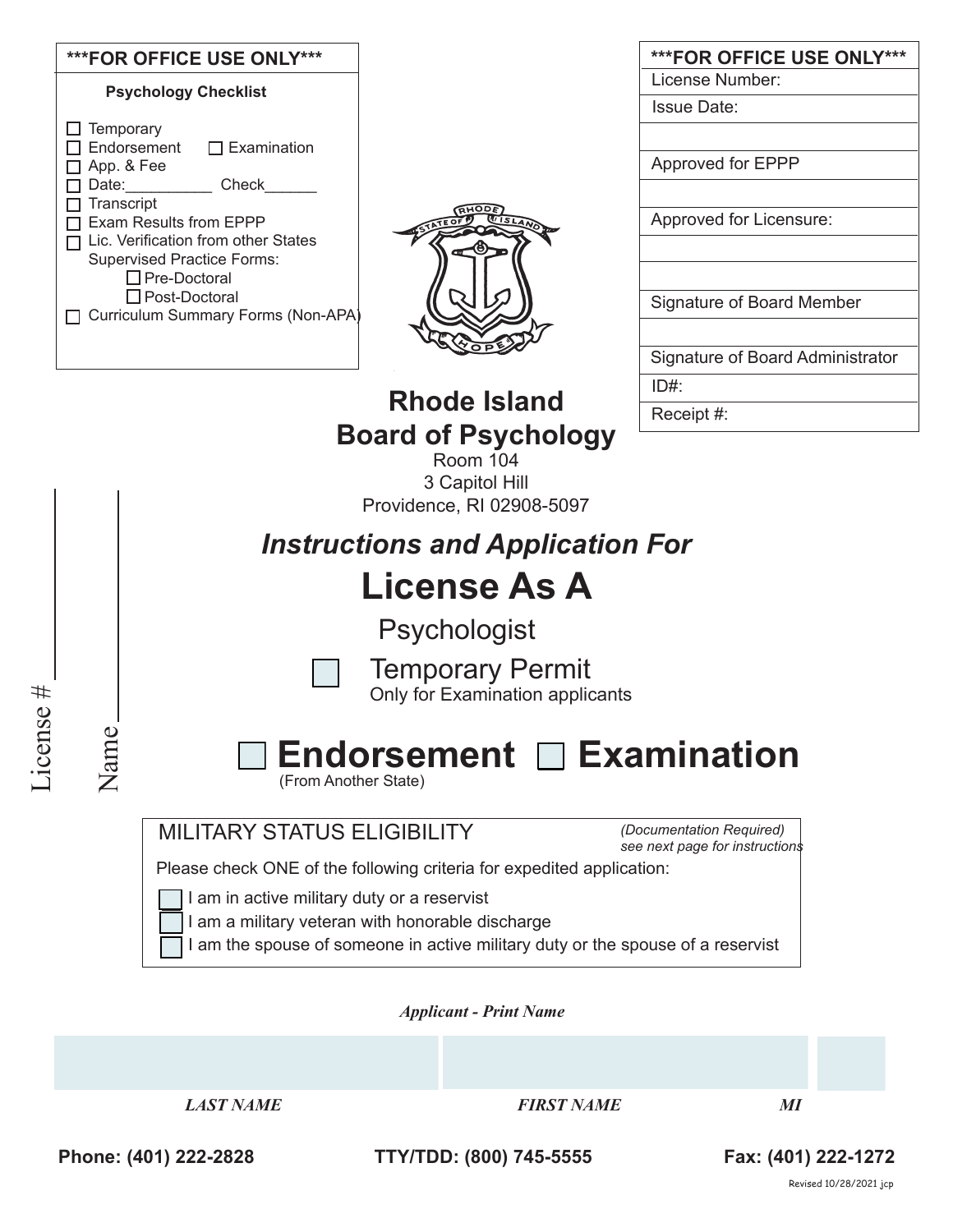**\*\*\*FOR OFFICE USE ONLY\*\*\***

**Psychology Checklist**

- ☐ Temporary
- ☐ Endorsement ☐ Examination
- ☐ App. & Fee
- ☐ Date:__________ Check______
- ☐ Transcript
- ☐ Exam Results from EPPP
- ☐ Lic. Verification from other States
- Supervised Practice Forms:
  - ☐ Pre-Doctoral
  - ☐ Post-Doctoral
- ☐ Curriculum Summary Forms (Non-APA)

| \*\*\*FOR OFFICE USE ONLY\*\*\* |
|---|
| License Number: |
| Issue Date: |
| |
| Approved for EPPP |
| |
| Approved for Licensure: |
| |
| |
| Signature of Board Member |
| |
| Signature of Board Administrator |
| ID#: |
| Receipt #: |

License # ________ Name ________

# Rhode Island Board of Psychology

Room 104
3 Capitol Hill
Providence, RI 02908-5097

## *Instructions and Application For*

# License As A

## Psychologist

☐ Temporary Permit
Only for Examination applicants

# ☐ Endorsement ☐ Examination

(From Another State)

MILITARY STATUS ELIGIBILITY *(Documentation Required) see next page for instructions*

Please check ONE of the following criteria for expedited application:

- ☐ I am in active military duty or a reservist
- ☐ I am a military veteran with honorable discharge
- ☐ I am the spouse of someone in active military duty or the spouse of a reservist

***Applicant - Print Name***

| | | |
|---|---|---|
| ***LAST NAME*** | ***FIRST NAME*** | ***MI*** |

**Phone: (401) 222-2828** **TTY/TDD: (800) 745-5555** **Fax: (401) 222-1272**

Revised 10/28/2021 jcp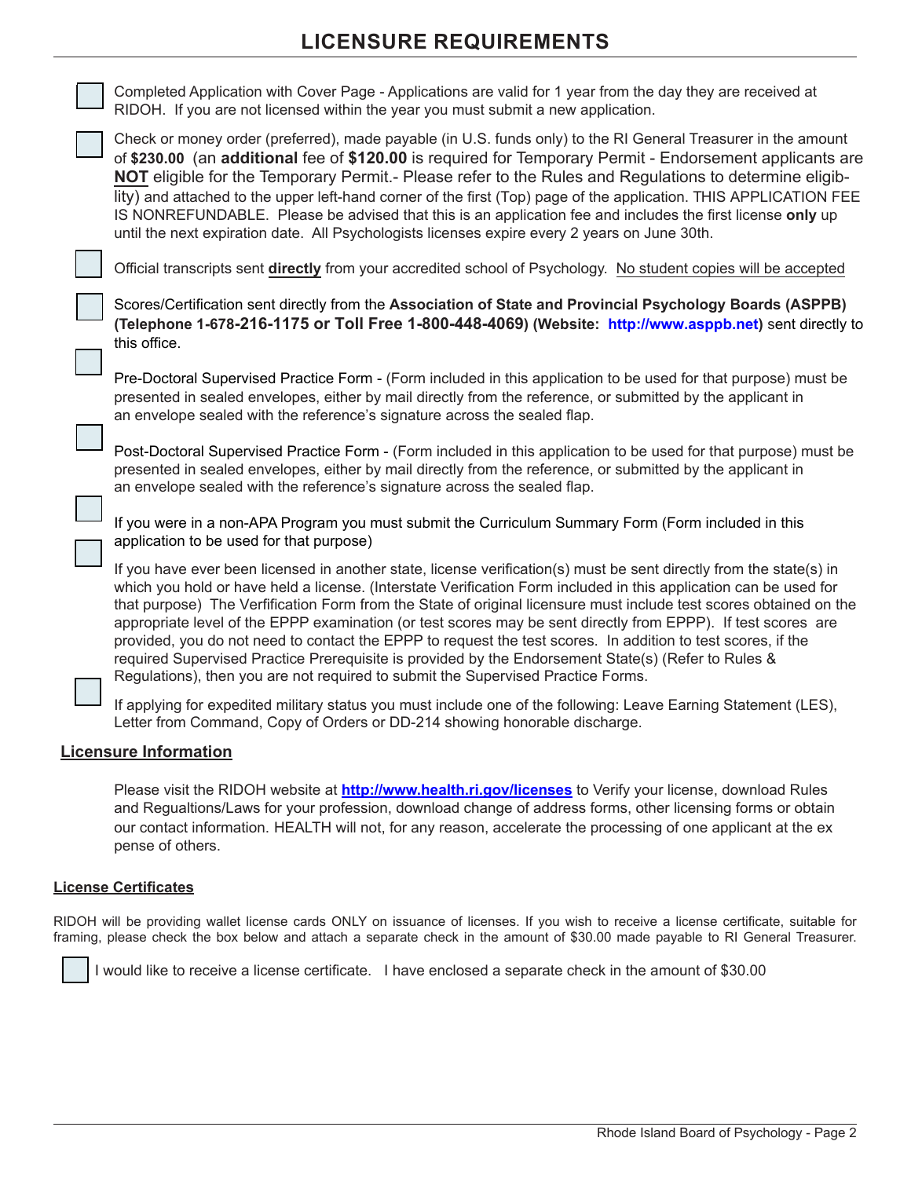# LICENSURE REQUIREMENTS

- [ ] Completed Application with Cover Page - Applications are valid for 1 year from the day they are received at RIDOH. If you are not licensed within the year you must submit a new application.

- [ ] Check or money order (preferred), made payable (in U.S. funds only) to the RI General Treasurer in the amount of **$230.00** (an **additional** fee of **$120.00** is required for Temporary Permit - Endorsement applicants are **NOT** eligible for the Temporary Permit.- Please refer to the Rules and Regulations to determine eligib-lity) and attached to the upper left-hand corner of the first (Top) page of the application. THIS APPLICATION FEE IS NONREFUNDABLE. Please be advised that this is an application fee and includes the first license **only** up until the next expiration date. All Psychologists licenses expire every 2 years on June 30th.

- [ ] Official transcripts sent **directly** from your accredited school of Psychology. No student copies will be accepted

- [ ] Scores/Certification sent directly from the **Association of State and Provincial Psychology Boards (ASPPB) (Telephone 1-678-216-1175 or Toll Free 1-800-448-4069) (Website: http://www.asppb.net)** sent directly to this office.

- [ ] Pre-Doctoral Supervised Practice Form - (Form included in this application to be used for that purpose) must be presented in sealed envelopes, either by mail directly from the reference, or submitted by the applicant in an envelope sealed with the reference's signature across the sealed flap.

- [ ] Post-Doctoral Supervised Practice Form - (Form included in this application to be used for that purpose) must be presented in sealed envelopes, either by mail directly from the reference, or submitted by the applicant in an envelope sealed with the reference's signature across the sealed flap.

- [ ] If you were in a non-APA Program you must submit the Curriculum Summary Form (Form included in this application to be used for that purpose)

- [ ] If you have ever been licensed in another state, license verification(s) must be sent directly from the state(s) in which you hold or have held a license. (Interstate Verification Form included in this application can be used for that purpose) The Verfification Form from the State of original licensure must include test scores obtained on the appropriate level of the EPPP examination (or test scores may be sent directly from EPPP). If test scores are provided, you do not need to contact the EPPP to request the test scores. In addition to test scores, if the required Supervised Practice Prerequisite is provided by the Endorsement State(s) (Refer to Rules & Regulations), then you are not required to submit the Supervised Practice Forms.

- [ ] If applying for expedited military status you must include one of the following: Leave Earning Statement (LES), Letter from Command, Copy of Orders or DD-214 showing honorable discharge.

## Licensure Information

Please visit the RIDOH website at **http://www.health.ri.gov/licenses** to Verify your license, download Rules and Regualtions/Laws for your profession, download change of address forms, other licensing forms or obtain our contact information. HEALTH will not, for any reason, accelerate the processing of one applicant at the ex pense of others.

## License Certificates

RIDOH will be providing wallet license cards ONLY on issuance of licenses. If you wish to receive a license certificate, suitable for framing, please check the box below and attach a separate check in the amount of $30.00 made payable to RI General Treasurer.

- [ ] I would like to receive a license certificate. I have enclosed a separate check in the amount of $30.00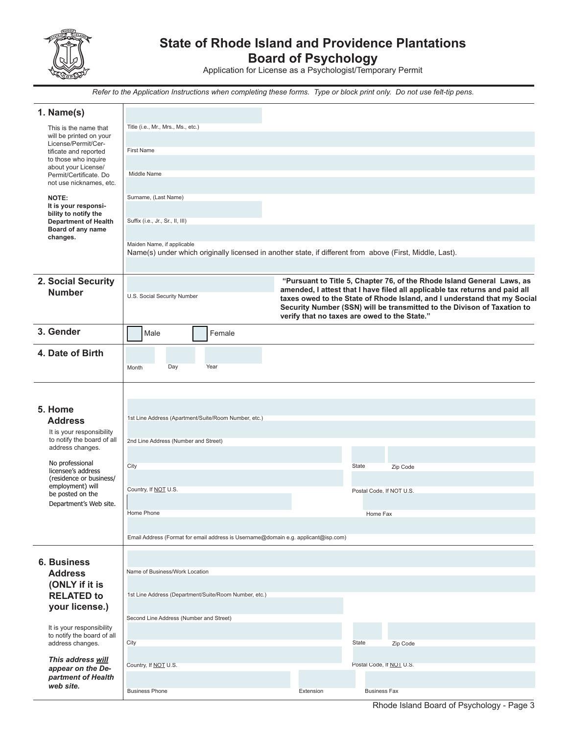# State of Rhode Island and Providence Plantations
## Board of Psychology

Application for License as a Psychologist/Temporary Permit

*Refer to the Application Instructions when completing these forms. Type or block print only. Do not use felt-tip pens.*

### 1. Name(s)

This is the name that will be printed on your License/Permit/Certificate and reported to those who inquire about your License/Permit/Certificate. Do not use nicknames, etc.

**NOTE: It is your responsibility to notify the Department of Health Board of any name changes.**

Title (i.e., Mr., Mrs., Ms., etc.)

First Name

Middle Name

Surname, (Last Name)

Suffix (i.e., Jr., Sr., II, III)

Maiden Name, if applicable

Name(s) under which originally licensed in another state, if different from above (First, Middle, Last).

### 2. Social Security Number

U.S. Social Security Number

**"Pursuant to Title 5, Chapter 76, of the Rhode Island General Laws, as amended, I attest that I have filed all applicable tax returns and paid all taxes owed to the State of Rhode Island, and I understand that my Social Security Number (SSN) will be transmitted to the Divison of Taxation to verify that no taxes are owed to the State."**

### 3. Gender

☐ Male ☐ Female

### 4. Date of Birth

Month Day Year

### 5. Home Address

It is your responsibility to notify the board of all address changes.

No professional licensee's address (residence or business/ employment) will be posted on the Department's Web site.

1st Line Address (Apartment/Suite/Room Number, etc.)

2nd Line Address (Number and Street)

City State Zip Code

Country, If NOT U.S. Postal Code, If NOT U.S.

Home Phone Home Fax

Email Address (Format for email address is Username@domain e.g. applicant@isp.com)

### 6. Business Address (ONLY if it is RELATED to your license.)

It is your responsibility to notify the board of all address changes.

***This address will appear on the Department of Health web site.***

Name of Business/Work Location

1st Line Address (Department/Suite/Room Number, etc.)

Second Line Address (Number and Street)

City State Zip Code

Country, If NOT U.S. Postal Code, If NOT U.S.

Business Phone Extension Business Fax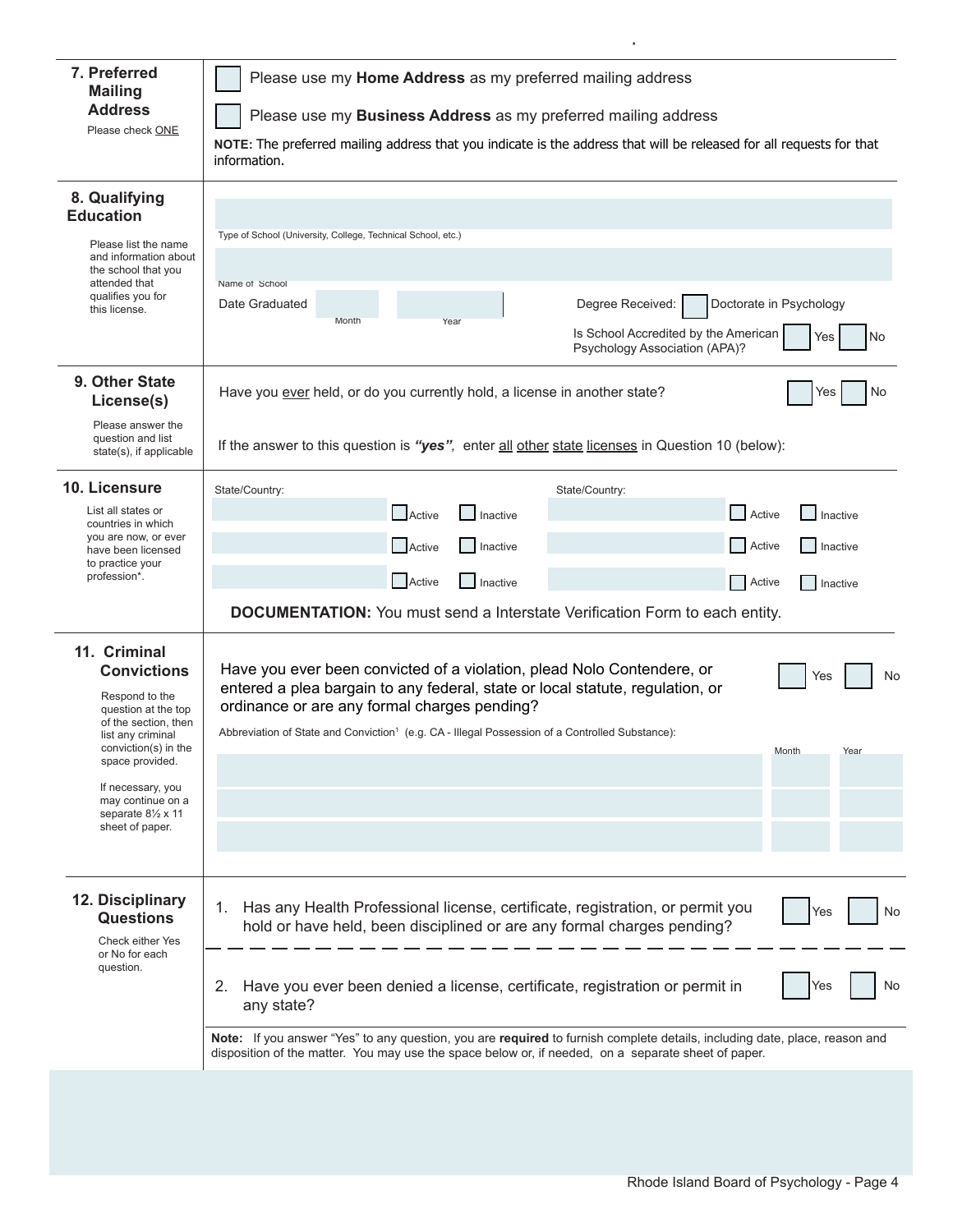## 7. Preferred Mailing Address

Please check ONE

☐ Please use my **Home Address** as my preferred mailing address

☐ Please use my **Business Address** as my preferred mailing address

**NOTE:** The preferred mailing address that you indicate is the address that will be released for all requests for that information.

## 8. Qualifying Education

Please list the name and information about the school that you attended that qualifies you for this license.

Type of School (University, College, Technical School, etc.)

Name of School

Date Graduated Month Year

Degree Received: ☐ Doctorate in Psychology

Is School Accredited by the American Psychology Association (APA)? ☐ Yes ☐ No

## 9. Other State License(s)

Please answer the question and list state(s), if applicable

Have you ever held, or do you currently hold, a license in another state? ☐ Yes ☐ No

If the answer to this question is ***"yes"***, enter all other state licenses in Question 10 (below):

## 10. Licensure

List all states or countries in which you are now, or ever have been licensed to practice your profession*.

| State/Country: | | | State/Country: | | |
|---|---|---|---|---|---|
| | ☐ Active | ☐ Inactive | | ☐ Active | ☐ Inactive |
| | ☐ Active | ☐ Inactive | | ☐ Active | ☐ Inactive |
| | ☐ Active | ☐ Inactive | | ☐ Active | ☐ Inactive |

**DOCUMENTATION:** You must send a Interstate Verification Form to each entity.

## 11. Criminal Convictions

Respond to the question at the top of the section, then list any criminal conviction(s) in the space provided.

If necessary, you may continue on a separate 8½ x 11 sheet of paper.

Have you ever been convicted of a violation, plead Nolo Contendere, or entered a plea bargain to any federal, state or local statute, regulation, or ordinance or are any formal charges pending? ☐ Yes ☐ No

| Abbreviation of State and Conviction[1] (e.g. CA - Illegal Possession of a Controlled Substance): | Month | Year |
|---|---|---|
| | | |
| | | |
| | | |

## 12. Disciplinary Questions

Check either Yes or No for each question.

1. Has any Health Professional license, certificate, registration, or permit you hold or have held, been disciplined or are any formal charges pending? ☐ Yes ☐ No

2. Have you ever been denied a license, certificate, registration or permit in any state? ☐ Yes ☐ No

**Note:** If you answer "Yes" to any question, you are **required** to furnish complete details, including date, place, reason and disposition of the matter. You may use the space below or, if needed, on a separate sheet of paper.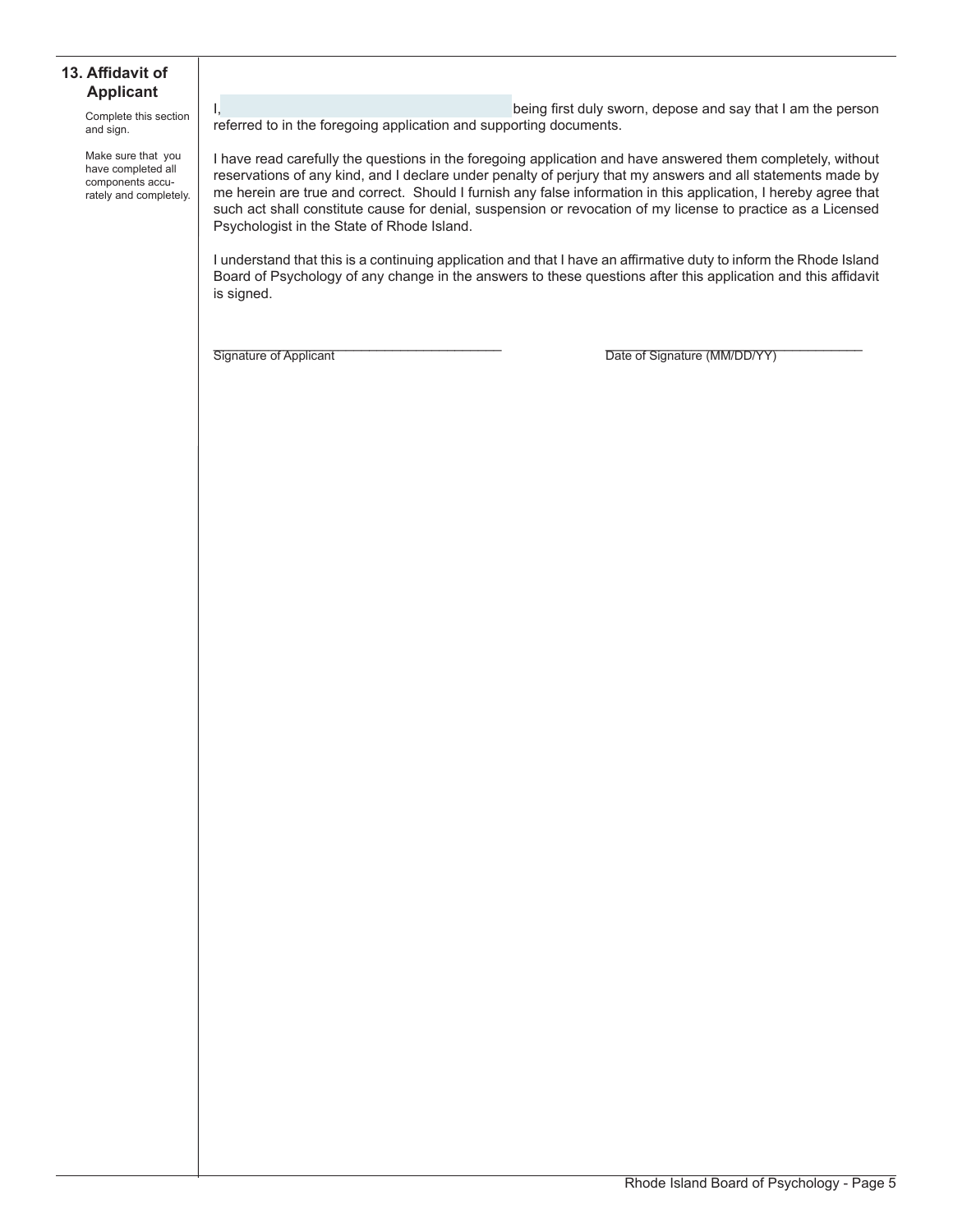## 13. Affidavit of Applicant

Complete this section and sign.

Make sure that you have completed all components accurately and completely.

I, ______________________________ being first duly sworn, depose and say that I am the person referred to in the foregoing application and supporting documents.

I have read carefully the questions in the foregoing application and have answered them completely, without reservations of any kind, and I declare under penalty of perjury that my answers and all statements made by me herein are true and correct. Should I furnish any false information in this application, I hereby agree that such act shall constitute cause for denial, suspension or revocation of my license to practice as a Licensed Psychologist in the State of Rhode Island.

I understand that this is a continuing application and that I have an affirmative duty to inform the Rhode Island Board of Psychology of any change in the answers to these questions after this application and this affidavit is signed.

______________________________ 
Signature of Applicant

______________________________ 
Date of Signature (MM/DD/YY)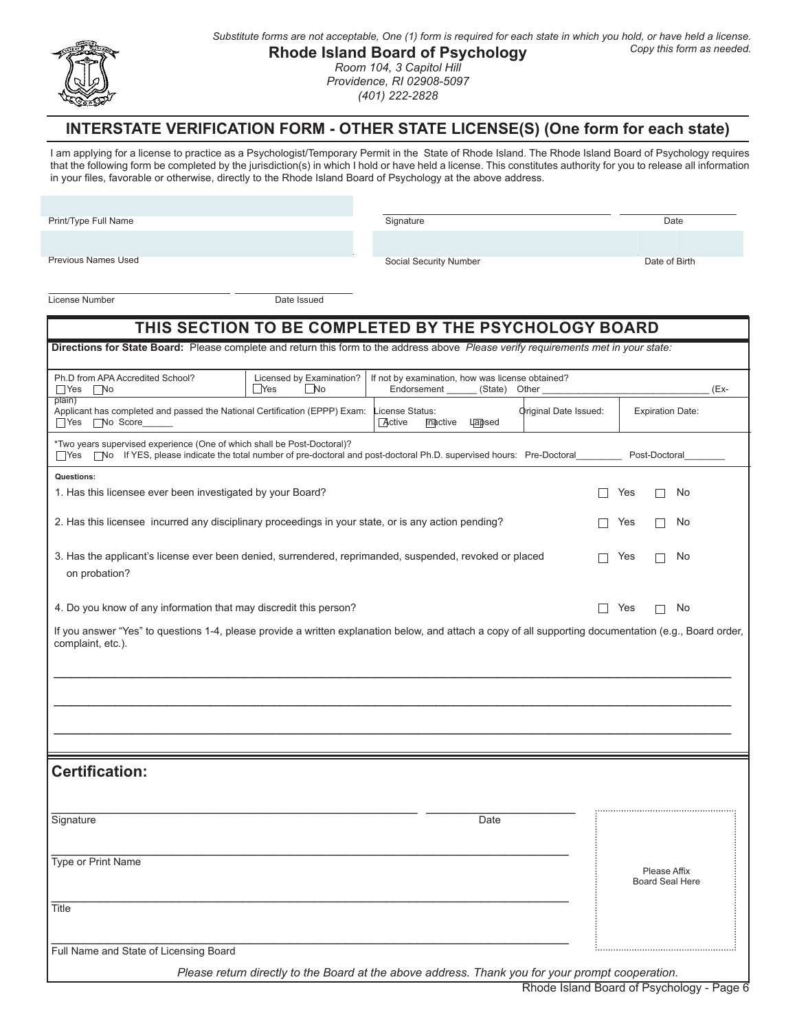*Substitute forms are not acceptable, One (1) form is required for each state in which you hold, or have held a license. Copy this form as needed.*

**Rhode Island Board of Psychology**

*Room 104, 3 Capitol Hill*
*Providence, RI 02908-5097*
*(401) 222-2828*

## INTERSTATE VERIFICATION FORM - OTHER STATE LICENSE(S) (One form for each state)

I am applying for a license to practice as a Psychologist/Temporary Permit in the State of Rhode Island. The Rhode Island Board of Psychology requires that the following form be completed by the jurisdiction(s) in which I hold or have held a license. This constitutes authority for you to release all information in your files, favorable or otherwise, directly to the Rhode Island Board of Psychology at the above address.

Print/Type Full Name ______________________  Signature ______________________  Date __________

Previous Names Used ______________________  Social Security Number ______________________  Date of Birth __________

License Number ______________________  Date Issued __________

## THIS SECTION TO BE COMPLETED BY THE PSYCHOLOGY BOARD

**Directions for State Board:** Please complete and return this form to the address above *Please verify requirements met in your state:*

| Ph.D from APA Accredited School? ☐ Yes ☐ No | Licensed by Examination? ☐ Yes ☐ No | If not by examination, how was license obtained? Endorsement ______ (State) Other ________________________________ (Explain) | |
|---|---|---|---|
| Applicant has completed and passed the National Certification (EPPP) Exam: ☐ Yes ☐ No Score______ | License Status: ☐ Active ☐ Inactive ☐ Lapsed | Original Date Issued: | Expiration Date: |

*Two years supervised experience (One of which shall be Post-Doctoral)?
☐ Yes ☐ No If YES, please indicate the total number of pre-doctoral and post-doctoral Ph.D. supervised hours: Pre-Doctoral_________ Post-Doctoral________

**Questions:**

1. Has this licensee ever been investigated by your Board? ☐ Yes ☐ No
2. Has this licensee incurred any disciplinary proceedings in your state, or is any action pending? ☐ Yes ☐ No
3. Has the applicant's license ever been denied, surrendered, reprimanded, suspended, revoked or placed on probation? ☐ Yes ☐ No
4. Do you know of any information that may discredit this person? ☐ Yes ☐ No

If you answer "Yes" to questions 1-4, please provide a written explanation below, and attach a copy of all supporting documentation (e.g., Board order, complaint, etc.).

________________________________________________________________________________

________________________________________________________________________________

________________________________________________________________________________

## Certification:

Signature ______________________________  Date ______________

Type or Print Name ______________________________

Title ______________________________

Full Name and State of Licensing Board ______________________________

Please Affix Board Seal Here

*Please return directly to the Board at the above address. Thank you for your prompt cooperation.*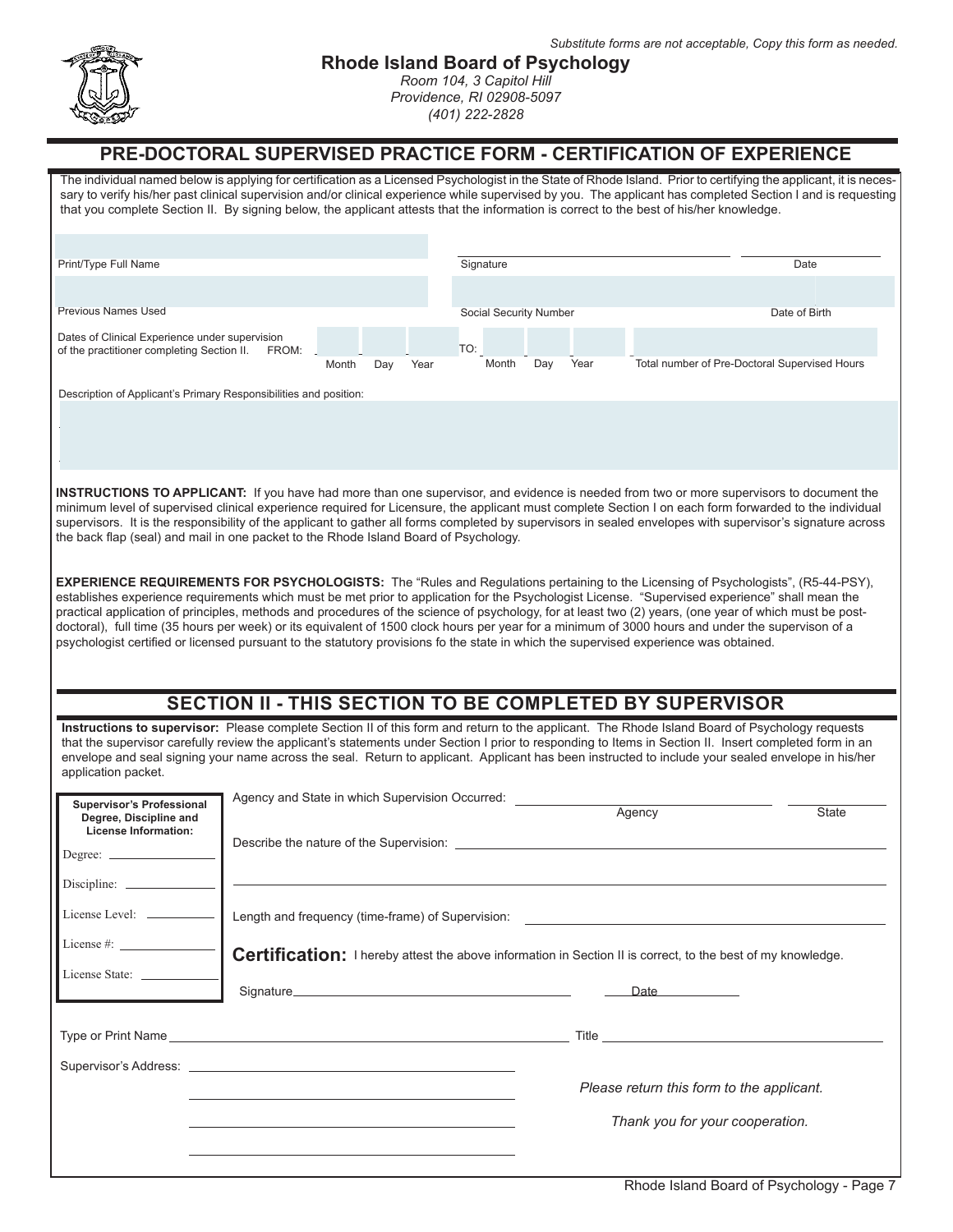*Substitute forms are not acceptable, Copy this form as needed.*

**Rhode Island Board of Psychology**
*Room 104, 3 Capitol Hill*
*Providence, RI 02908-5097*
*(401) 222-2828*

# PRE-DOCTORAL SUPERVISED PRACTICE FORM - CERTIFICATION OF EXPERIENCE

The individual named below is applying for certification as a Licensed Psychologist in the State of Rhode Island. Prior to certifying the applicant, it is necessary to verify his/her past clinical supervision and/or clinical experience while supervised by you. The applicant has completed Section I and is requesting that you complete Section II. By signing below, the applicant attests that the information is correct to the best of his/her knowledge.

Print/Type Full Name ______________________ Signature ______________________ Date __________

Previous Names Used ______________________ Social Security Number ______________________ Date of Birth __________

Dates of Clinical Experience under supervision of the practitioner completing Section II. FROM: ____ Month ____ Day ____ Year TO: ____ Month ____ Day ____ Year ____ Total number of Pre-Doctoral Supervised Hours

Description of Applicant's Primary Responsibilities and position:

**INSTRUCTIONS TO APPLICANT:** If you have had more than one supervisor, and evidence is needed from two or more supervisors to document the minimum level of supervised clinical experience required for Licensure, the applicant must complete Section I on each form forwarded to the individual supervisors. It is the responsibility of the applicant to gather all forms completed by supervisors in sealed envelopes with supervisor's signature across the back flap (seal) and mail in one packet to the Rhode Island Board of Psychology.

**EXPERIENCE REQUIREMENTS FOR PSYCHOLOGISTS:** The "Rules and Regulations pertaining to the Licensing of Psychologists", (R5-44-PSY), establishes experience requirements which must be met prior to application for the Psychologist License. "Supervised experience" shall mean the practical application of principles, methods and procedures of the science of psychology, for at least two (2) years, (one year of which must be post-doctoral), full time (35 hours per week) or its equivalent of 1500 clock hours per year for a minimum of 3000 hours and under the supervison of a psychologist certified or licensed pursuant to the statutory provisions fo the state in which the supervised experience was obtained.

## SECTION II - THIS SECTION TO BE COMPLETED BY SUPERVISOR

**Instructions to supervisor:** Please complete Section II of this form and return to the applicant. The Rhode Island Board of Psychology requests that the supervisor carefully review the applicant's statements under Section I prior to responding to Items in Section II. Insert completed form in an envelope and seal signing your name across the seal. Return to applicant. Applicant has been instructed to include your sealed envelope in his/her application packet.

**Supervisor's Professional Degree, Discipline and License Information:**

Degree: ______________

Discipline: ______________

License Level: ______________

License #: ______________

License State: ______________

Agency and State in which Supervision Occurred: ______________________ Agency ________ State

Describe the nature of the Supervision: ______________________________________________

______________________________________________

Length and frequency (time-frame) of Supervision: ______________________________________________

**Certification:** I hereby attest the above information in Section II is correct, to the best of my knowledge.

Signature ______________________ Date __________

Type or Print Name ______________________ Title ______________________

Supervisor's Address: ______________________

______________________

______________________

______________________

*Please return this form to the applicant.*

*Thank you for your cooperation.*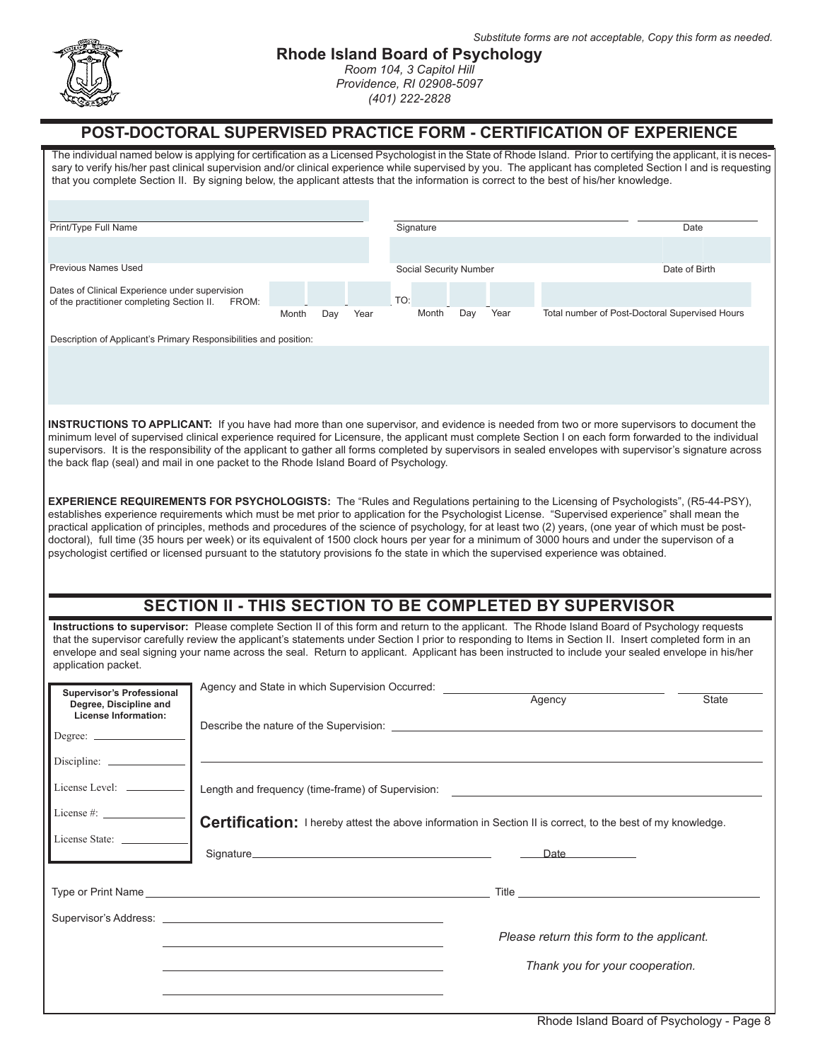*Substitute forms are not acceptable, Copy this form as needed.*

**Rhode Island Board of Psychology**
*Room 104, 3 Capitol Hill*
*Providence, RI 02908-5097*
*(401) 222-2828*

## POST-DOCTORAL SUPERVISED PRACTICE FORM - CERTIFICATION OF EXPERIENCE

The individual named below is applying for certification as a Licensed Psychologist in the State of Rhode Island. Prior to certifying the applicant, it is necessary to verify his/her past clinical supervision and/or clinical experience while supervised by you. The applicant has completed Section I and is requesting that you complete Section II. By signing below, the applicant attests that the information is correct to the best of his/her knowledge.

Print/Type Full Name ______________________ Signature ______________________ Date __________

Previous Names Used ______________________ Social Security Number ______________________ Date of Birth __________

Dates of Clinical Experience under supervision of the practitioner completing Section II. FROM: ____ ____ ____ (Month Day Year) TO: ____ ____ ____ (Month Day Year) Total number of Post-Doctoral Supervised Hours __________

Description of Applicant's Primary Responsibilities and position:

**INSTRUCTIONS TO APPLICANT:** If you have had more than one supervisor, and evidence is needed from two or more supervisors to document the minimum level of supervised clinical experience required for Licensure, the applicant must complete Section I on each form forwarded to the individual supervisors. It is the responsibility of the applicant to gather all forms completed by supervisors in sealed envelopes with supervisor's signature across the back flap (seal) and mail in one packet to the Rhode Island Board of Psychology.

**EXPERIENCE REQUIREMENTS FOR PSYCHOLOGISTS:** The "Rules and Regulations pertaining to the Licensing of Psychologists", (R5-44-PSY), establishes experience requirements which must be met prior to application for the Psychologist License. "Supervised experience" shall mean the practical application of principles, methods and procedures of the science of psychology, for at least two (2) years, (one year of which must be post-doctoral), full time (35 hours per week) or its equivalent of 1500 clock hours per year for a minimum of 3000 hours and under the supervison of a psychologist certified or licensed pursuant to the statutory provisions fo the state in which the supervised experience was obtained.

## SECTION II - THIS SECTION TO BE COMPLETED BY SUPERVISOR

**Instructions to supervisor:** Please complete Section II of this form and return to the applicant. The Rhode Island Board of Psychology requests that the supervisor carefully review the applicant's statements under Section I prior to responding to Items in Section II. Insert completed form in an envelope and seal signing your name across the seal. Return to applicant. Applicant has been instructed to include your sealed envelope in his/her application packet.

**Supervisor's Professional Degree, Discipline and License Information:**

Degree: __________

Discipline: __________

License Level: __________

License #: __________

License State: __________

Agency and State in which Supervision Occurred: ______________________ (Agency) __________ (State)

Describe the nature of the Supervision: ______________________

Length and frequency (time-frame) of Supervision: ______________________

**Certification:** I hereby attest the above information in Section II is correct, to the best of my knowledge.

Signature ______________________ Date __________

Type or Print Name ______________________ Title ______________________

Supervisor's Address: ______________________

*Please return this form to the applicant.*

*Thank you for your cooperation.*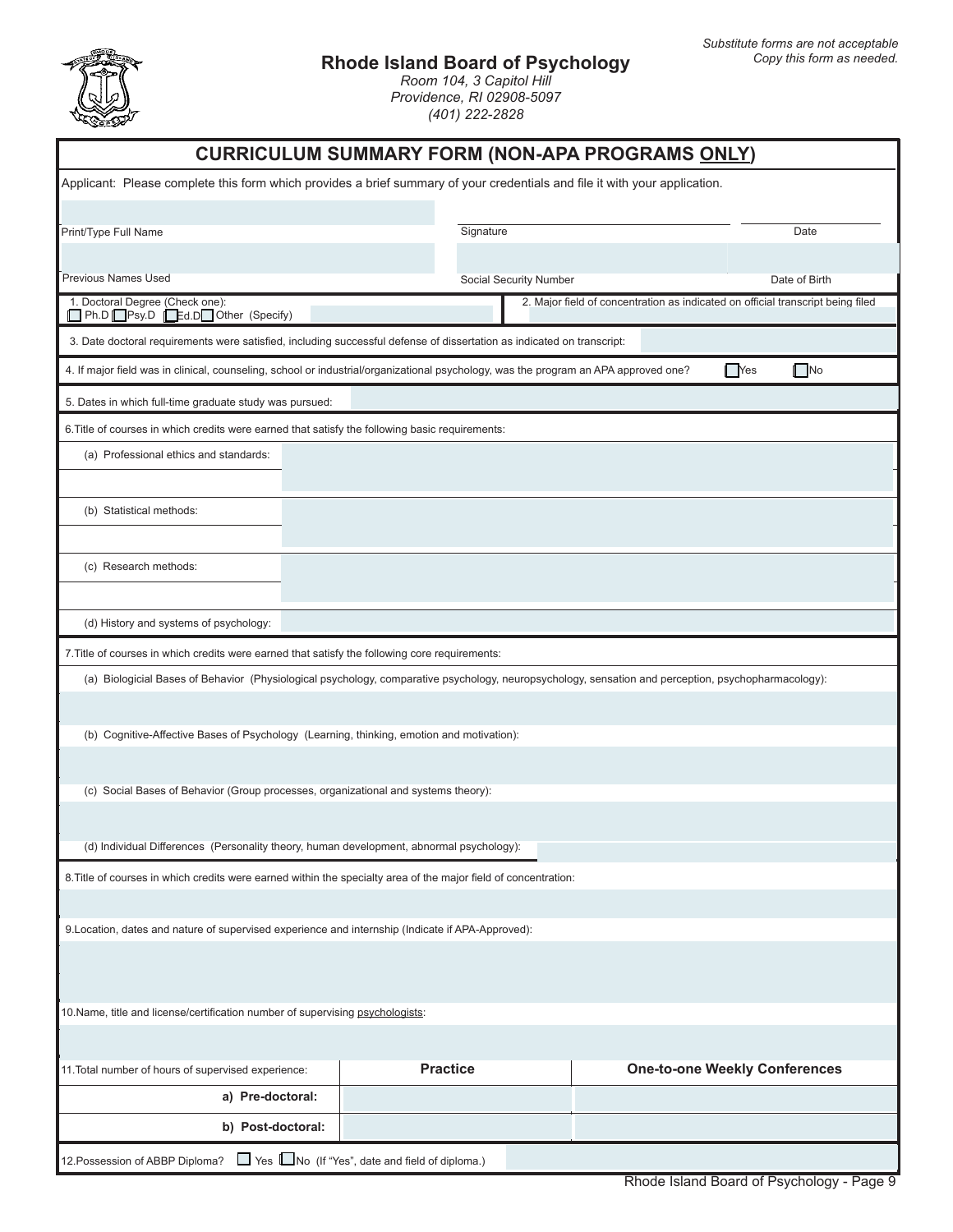*Substitute forms are not acceptable*
*Copy this form as needed.*

# Rhode Island Board of Psychology

*Room 104, 3 Capitol Hill*
*Providence, RI 02908-5097*
*(401) 222-2828*

## CURRICULUM SUMMARY FORM (NON-APA PROGRAMS ONLY)

Applicant: Please complete this form which provides a brief summary of your credentials and file it with your application.

Print/Type Full Name ____________ Signature ____________ Date ____________

Previous Names Used ____________ Social Security Number ____________ Date of Birth ____________

1. Doctoral Degree (Check one):
☐ Ph.D ☐ Psy.D ☐ Ed.D ☐ Other (Specify) ____________

2. Major field of concentration as indicated on official transcript being filed ____________

3. Date doctoral requirements were satisfied, including successful defense of dissertation as indicated on transcript: ____________

4. If major field was in clinical, counseling, school or industrial/organizational psychology, was the program an APA approved one? ☐ Yes ☐ No

5. Dates in which full-time graduate study was pursued: ____________

6. Title of courses in which credits were earned that satisfy the following basic requirements:

(a) Professional ethics and standards: ____________

(b) Statistical methods: ____________

(c) Research methods: ____________

(d) History and systems of psychology: ____________

7. Title of courses in which credits were earned that satisfy the following core requirements:

(a) Biologicial Bases of Behavior (Physiological psychology, comparative psychology, neuropsychology, sensation and perception, psychopharmacology): ____________

(b) Cognitive-Affective Bases of Psychology (Learning, thinking, emotion and motivation): ____________

(c) Social Bases of Behavior (Group processes, organizational and systems theory): ____________

(d) Individual Differences (Personality theory, human development, abnormal psychology): ____________

8. Title of courses in which credits were earned within the specialty area of the major field of concentration: ____________

9. Location, dates and nature of supervised experience and internship (Indicate if APA-Approved): ____________

10. Name, title and license/certification number of supervising psychologists: ____________

| 11. Total number of hours of supervised experience: | **Practice** | **One-to-one Weekly Conferences** |
|---|---|---|
| **a) Pre-doctoral:** | | |
| **b) Post-doctoral:** | | |

12. Possession of ABBP Diploma? ☐ Yes ☐ No (If "Yes", date and field of diploma.) ____________